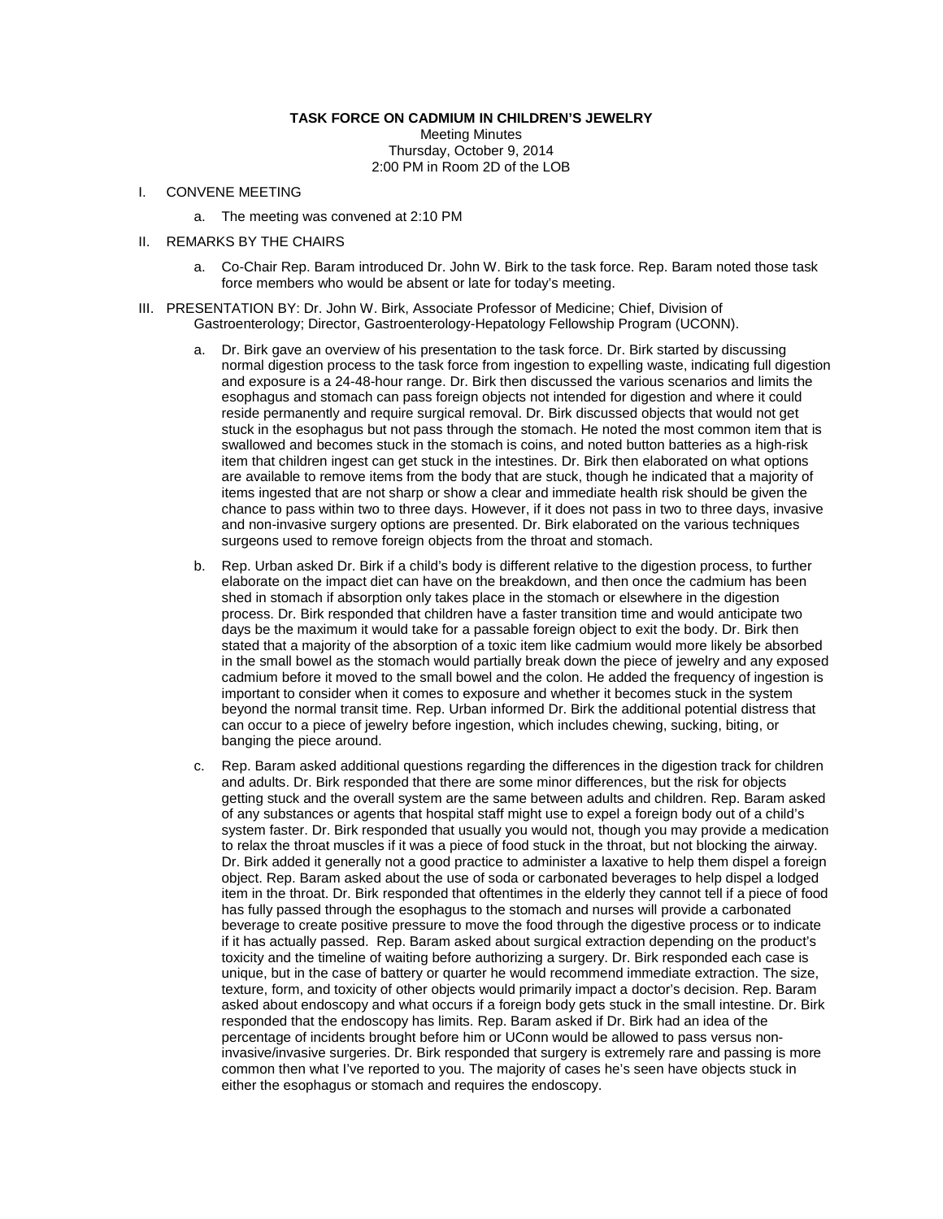**TASK FORCE ON CADMIUM IN CHILDREN'S JEWELRY**

Meeting Minutes
Thursday, October 9, 2014
2:00 PM in Room 2D of the LOB

I. CONVENE MEETING

   a. The meeting was convened at 2:10 PM

II. REMARKS BY THE CHAIRS

   a. Co-Chair Rep. Baram introduced Dr. John W. Birk to the task force. Rep. Baram noted those task force members who would be absent or late for today's meeting.

III. PRESENTATION BY: Dr. John W. Birk, Associate Professor of Medicine; Chief, Division of Gastroenterology; Director, Gastroenterology-Hepatology Fellowship Program (UCONN).

   a. Dr. Birk gave an overview of his presentation to the task force. Dr. Birk started by discussing normal digestion process to the task force from ingestion to expelling waste, indicating full digestion and exposure is a 24-48-hour range. Dr. Birk then discussed the various scenarios and limits the esophagus and stomach can pass foreign objects not intended for digestion and where it could reside permanently and require surgical removal. Dr. Birk discussed objects that would not get stuck in the esophagus but not pass through the stomach. He noted the most common item that is swallowed and becomes stuck in the stomach is coins, and noted button batteries as a high-risk item that children ingest can get stuck in the intestines. Dr. Birk then elaborated on what options are available to remove items from the body that are stuck, though he indicated that a majority of items ingested that are not sharp or show a clear and immediate health risk should be given the chance to pass within two to three days. However, if it does not pass in two to three days, invasive and non-invasive surgery options are presented. Dr. Birk elaborated on the various techniques surgeons used to remove foreign objects from the throat and stomach.

   b. Rep. Urban asked Dr. Birk if a child's body is different relative to the digestion process, to further elaborate on the impact diet can have on the breakdown, and then once the cadmium has been shed in stomach if absorption only takes place in the stomach or elsewhere in the digestion process. Dr. Birk responded that children have a faster transition time and would anticipate two days be the maximum it would take for a passable foreign object to exit the body. Dr. Birk then stated that a majority of the absorption of a toxic item like cadmium would more likely be absorbed in the small bowel as the stomach would partially break down the piece of jewelry and any exposed cadmium before it moved to the small bowel and the colon. He added the frequency of ingestion is important to consider when it comes to exposure and whether it becomes stuck in the system beyond the normal transit time. Rep. Urban informed Dr. Birk the additional potential distress that can occur to a piece of jewelry before ingestion, which includes chewing, sucking, biting, or banging the piece around.

   c. Rep. Baram asked additional questions regarding the differences in the digestion track for children and adults. Dr. Birk responded that there are some minor differences, but the risk for objects getting stuck and the overall system are the same between adults and children. Rep. Baram asked of any substances or agents that hospital staff might use to expel a foreign body out of a child's system faster. Dr. Birk responded that usually you would not, though you may provide a medication to relax the throat muscles if it was a piece of food stuck in the throat, but not blocking the airway. Dr. Birk added it generally not a good practice to administer a laxative to help them dispel a foreign object. Rep. Baram asked about the use of soda or carbonated beverages to help dispel a lodged item in the throat. Dr. Birk responded that oftentimes in the elderly they cannot tell if a piece of food has fully passed through the esophagus to the stomach and nurses will provide a carbonated beverage to create positive pressure to move the food through the digestive process or to indicate if it has actually passed. Rep. Baram asked about surgical extraction depending on the product's toxicity and the timeline of waiting before authorizing a surgery. Dr. Birk responded each case is unique, but in the case of battery or quarter he would recommend immediate extraction. The size, texture, form, and toxicity of other objects would primarily impact a doctor's decision. Rep. Baram asked about endoscopy and what occurs if a foreign body gets stuck in the small intestine. Dr. Birk responded that the endoscopy has limits. Rep. Baram asked if Dr. Birk had an idea of the percentage of incidents brought before him or UConn would be allowed to pass versus non-invasive/invasive surgeries. Dr. Birk responded that surgery is extremely rare and passing is more common then what I've reported to you. The majority of cases he's seen have objects stuck in either the esophagus or stomach and requires the endoscopy.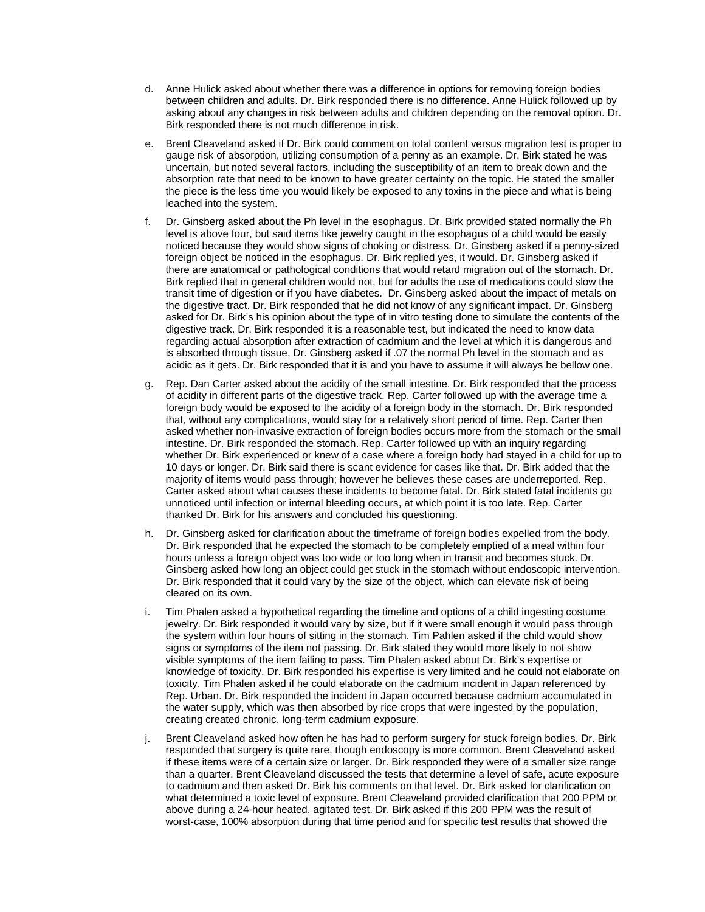d. Anne Hulick asked about whether there was a difference in options for removing foreign bodies between children and adults. Dr. Birk responded there is no difference. Anne Hulick followed up by asking about any changes in risk between adults and children depending on the removal option. Dr. Birk responded there is not much difference in risk.

e. Brent Cleaveland asked if Dr. Birk could comment on total content versus migration test is proper to gauge risk of absorption, utilizing consumption of a penny as an example. Dr. Birk stated he was uncertain, but noted several factors, including the susceptibility of an item to break down and the absorption rate that need to be known to have greater certainty on the topic. He stated the smaller the piece is the less time you would likely be exposed to any toxins in the piece and what is being leached into the system.

f. Dr. Ginsberg asked about the Ph level in the esophagus. Dr. Birk provided stated normally the Ph level is above four, but said items like jewelry caught in the esophagus of a child would be easily noticed because they would show signs of choking or distress. Dr. Ginsberg asked if a penny-sized foreign object be noticed in the esophagus. Dr. Birk replied yes, it would. Dr. Ginsberg asked if there are anatomical or pathological conditions that would retard migration out of the stomach. Dr. Birk replied that in general children would not, but for adults the use of medications could slow the transit time of digestion or if you have diabetes. Dr. Ginsberg asked about the impact of metals on the digestive tract. Dr. Birk responded that he did not know of any significant impact. Dr. Ginsberg asked for Dr. Birk's his opinion about the type of in vitro testing done to simulate the contents of the digestive track. Dr. Birk responded it is a reasonable test, but indicated the need to know data regarding actual absorption after extraction of cadmium and the level at which it is dangerous and is absorbed through tissue. Dr. Ginsberg asked if .07 the normal Ph level in the stomach and as acidic as it gets. Dr. Birk responded that it is and you have to assume it will always be bellow one.

g. Rep. Dan Carter asked about the acidity of the small intestine. Dr. Birk responded that the process of acidity in different parts of the digestive track. Rep. Carter followed up with the average time a foreign body would be exposed to the acidity of a foreign body in the stomach. Dr. Birk responded that, without any complications, would stay for a relatively short period of time. Rep. Carter then asked whether non-invasive extraction of foreign bodies occurs more from the stomach or the small intestine. Dr. Birk responded the stomach. Rep. Carter followed up with an inquiry regarding whether Dr. Birk experienced or knew of a case where a foreign body had stayed in a child for up to 10 days or longer. Dr. Birk said there is scant evidence for cases like that. Dr. Birk added that the majority of items would pass through; however he believes these cases are underreported. Rep. Carter asked about what causes these incidents to become fatal. Dr. Birk stated fatal incidents go unnoticed until infection or internal bleeding occurs, at which point it is too late. Rep. Carter thanked Dr. Birk for his answers and concluded his questioning.

h. Dr. Ginsberg asked for clarification about the timeframe of foreign bodies expelled from the body. Dr. Birk responded that he expected the stomach to be completely emptied of a meal within four hours unless a foreign object was too wide or too long when in transit and becomes stuck. Dr. Ginsberg asked how long an object could get stuck in the stomach without endoscopic intervention. Dr. Birk responded that it could vary by the size of the object, which can elevate risk of being cleared on its own.

i. Tim Phalen asked a hypothetical regarding the timeline and options of a child ingesting costume jewelry. Dr. Birk responded it would vary by size, but if it were small enough it would pass through the system within four hours of sitting in the stomach. Tim Pahlen asked if the child would show signs or symptoms of the item not passing. Dr. Birk stated they would more likely to not show visible symptoms of the item failing to pass. Tim Phalen asked about Dr. Birk's expertise or knowledge of toxicity. Dr. Birk responded his expertise is very limited and he could not elaborate on toxicity. Tim Phalen asked if he could elaborate on the cadmium incident in Japan referenced by Rep. Urban. Dr. Birk responded the incident in Japan occurred because cadmium accumulated in the water supply, which was then absorbed by rice crops that were ingested by the population, creating created chronic, long-term cadmium exposure.

j. Brent Cleaveland asked how often he has had to perform surgery for stuck foreign bodies. Dr. Birk responded that surgery is quite rare, though endoscopy is more common. Brent Cleaveland asked if these items were of a certain size or larger. Dr. Birk responded they were of a smaller size range than a quarter. Brent Cleaveland discussed the tests that determine a level of safe, acute exposure to cadmium and then asked Dr. Birk his comments on that level. Dr. Birk asked for clarification on what determined a toxic level of exposure. Brent Cleaveland provided clarification that 200 PPM or above during a 24-hour heated, agitated test. Dr. Birk asked if this 200 PPM was the result of worst-case, 100% absorption during that time period and for specific test results that showed the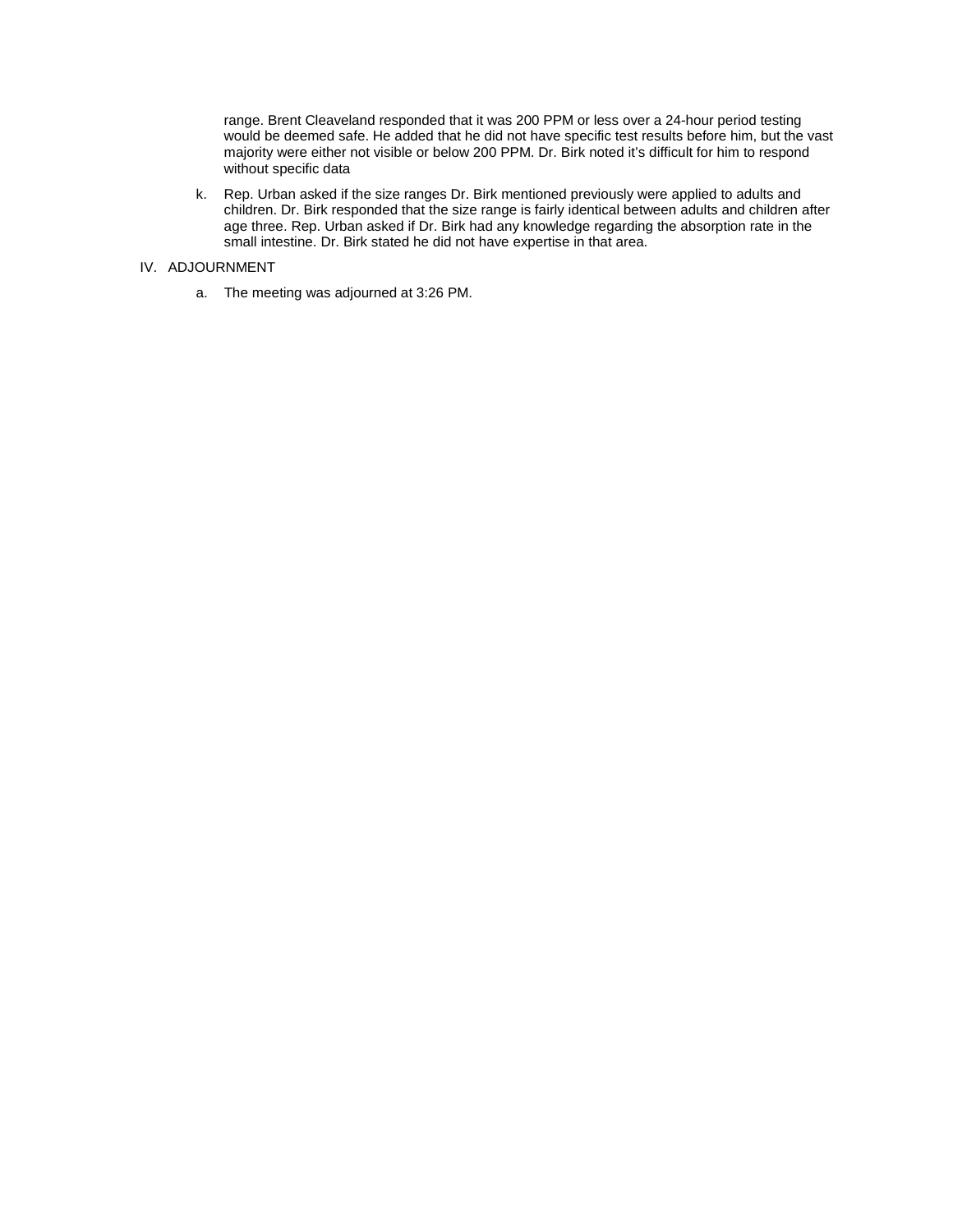range. Brent Cleaveland responded that it was 200 PPM or less over a 24-hour period testing would be deemed safe. He added that he did not have specific test results before him, but the vast majority were either not visible or below 200 PPM. Dr. Birk noted it's difficult for him to respond without specific data

k. Rep. Urban asked if the size ranges Dr. Birk mentioned previously were applied to adults and children. Dr. Birk responded that the size range is fairly identical between adults and children after age three. Rep. Urban asked if Dr. Birk had any knowledge regarding the absorption rate in the small intestine. Dr. Birk stated he did not have expertise in that area.

IV. ADJOURNMENT

a. The meeting was adjourned at 3:26 PM.